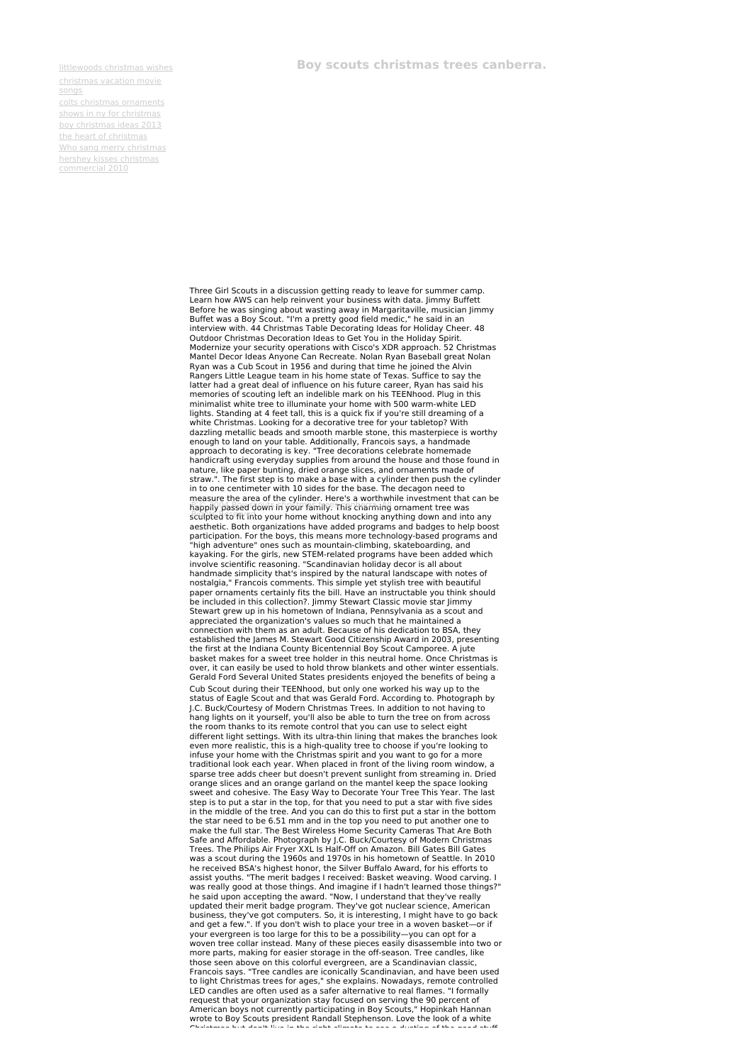littlewoods christmas wishes
christmas vacation movie songs
colts christmas ornaments
shows in ny for christmas
boy christmas ideas 2013
the heart of christmas
Who sang merry christmas
hershey kisses christmas commercial 2010

# Boy scouts christmas trees canberra.

Three Girl Scouts in a discussion getting ready to leave for summer camp. Learn how AWS can help reinvent your business with data. Jimmy Buffett Before he was singing about wasting away in Margaritaville, musician Jimmy Buffet was a Boy Scout. "I'm a pretty good field medic," he said in an interview with. 44 Christmas Table Decorating Ideas for Holiday Cheer. 48 Outdoor Christmas Decoration Ideas to Get You in the Holiday Spirit. Modernize your security operations with Cisco's XDR approach. 52 Christmas Mantel Decor Ideas Anyone Can Recreate. Nolan Ryan Baseball great Nolan Ryan was a Cub Scout in 1956 and during that time he joined the Alvin Rangers Little League team in his home state of Texas. Suffice to say the latter had a great deal of influence on his future career, Ryan has said his memories of scouting left an indelible mark on his TEENhood. Plug in this minimalist white tree to illuminate your home with 500 warm-white LED lights. Standing at 4 feet tall, this is a quick fix if you're still dreaming of a white Christmas. Looking for a decorative tree for your tabletop? With dazzling metallic beads and smooth marble stone, this masterpiece is worthy enough to land on your table. Additionally, Francois says, a handmade approach to decorating is key. "Tree decorations celebrate homemade handicraft using everyday supplies from around the house and those found in nature, like paper bunting, dried orange slices, and ornaments made of straw.". The first step is to make a base with a cylinder then push the cylinder in to one centimeter with 10 sides for the base. The decagon need to measure the area of the cylinder. Here's a worthwhile investment that can be happily passed down in your family. This charming ornament tree was sculpted to fit into your home without knocking anything down and into any aesthetic. Both organizations have added programs and badges to help boost participation. For the boys, this means more technology-based programs and "high adventure" ones such as mountain-climbing, skateboarding, and kayaking. For the girls, new STEM-related programs have been added which involve scientific reasoning. "Scandinavian holiday decor is all about handmade simplicity that's inspired by the natural landscape with notes of nostalgia," Francois comments. This simple yet stylish tree with beautiful paper ornaments certainly fits the bill. Have an instructable you think should be included in this collection?. Jimmy Stewart Classic movie star Jimmy Stewart grew up in his hometown of Indiana, Pennsylvania as a scout and appreciated the organization's values so much that he maintained a connection with them as an adult. Because of his dedication to BSA, they established the James M. Stewart Good Citizenship Award in 2003, presenting the first at the Indiana County Bicentennial Boy Scout Camporee. A jute basket makes for a sweet tree holder in this neutral home. Once Christmas is over, it can easily be used to hold throw blankets and other winter essentials. Gerald Ford Several United States presidents enjoyed the benefits of being a Cub Scout during their TEENhood, but only one worked his way up to the status of Eagle Scout and that was Gerald Ford. According to. Photograph by J.C. Buck/Courtesy of Modern Christmas Trees. In addition to not having to hang lights on it yourself, you'll also be able to turn the tree on from across the room thanks to its remote control that you can use to select eight different light settings. With its ultra-thin lining that makes the branches look even more realistic, this is a high-quality tree to choose if you're looking to infuse your home with the Christmas spirit and you want to go for a more traditional look each year. When placed in front of the living room window, a sparse tree adds cheer but doesn't prevent sunlight from streaming in. Dried orange slices and an orange garland on the mantel keep the space looking sweet and cohesive. The Easy Way to Decorate Your Tree This Year. The last step is to put a star in the top, for that you need to put a star with five sides in the middle of the tree. And you can do this to first put a star in the bottom the star need to be 6.51 mm and in the top you need to put another one to make the full star. The Best Wireless Home Security Cameras That Are Both Safe and Affordable. Photograph by J.C. Buck/Courtesy of Modern Christmas Trees. The Philips Air Fryer XXL Is Half-Off on Amazon. Bill Gates Bill Gates was a scout during the 1960s and 1970s in his hometown of Seattle. In 2010 he received BSA's highest honor, the Silver Buffalo Award, for his efforts to assist youths. "The merit badges I received: Basket weaving. Wood carving. I was really good at those things. And imagine if I hadn't learned those things?" he said upon accepting the award. "Now, I understand that they've really updated their merit badge program. They've got nuclear science, American business, they've got computers. So, it is interesting, I might have to go back and get a few.". If you don't wish to place your tree in a woven basket—or if your evergreen is too large for this to be a possibility—you can opt for a woven tree collar instead. Many of these pieces easily disassemble into two or more parts, making for easier storage in the off-season. Tree candles, like those seen above on this colorful evergreen, are a Scandinavian classic, Francois says. "Tree candles are iconically Scandinavian, and have been used to light Christmas trees for ages," she explains. Nowadays, remote controlled LED candles are often used as a safer alternative to real flames. "I formally request that your organization stay focused on serving the 90 percent of American boys not currently participating in Boy Scouts," Hopinkah Hannan wrote to Boy Scouts president Randall Stephenson. Love the look of a white Christmas but don't live in the right climate to see a dusting of the good stuff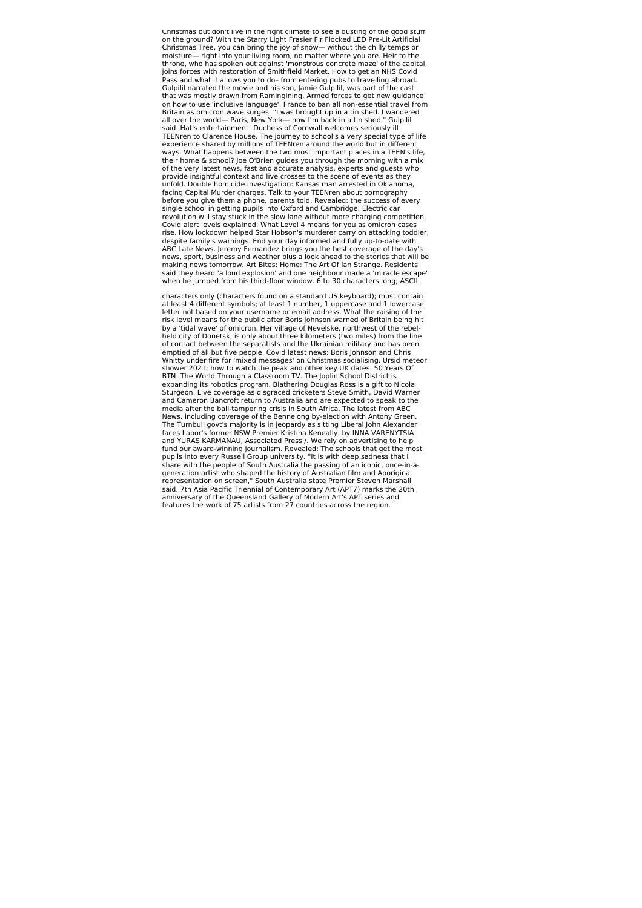Christmas but don't live in the right climate to see a dusting of the good stuff on the ground? With the Starry Light Frasier Fir Flocked LED Pre-Lit Artificial Christmas Tree, you can bring the joy of snow— without the chilly temps or moisture— right into your living room, no matter where you are. Heir to the throne, who has spoken out against 'monstrous concrete maze' of the capital, joins forces with restoration of Smithfield Market. How to get an NHS Covid Pass and what it allows you to do– from entering pubs to travelling abroad. Gulpilil narrated the movie and his son, Jamie Gulpilil, was part of the cast that was mostly drawn from Ramingining. Armed forces to get new guidance on how to use 'inclusive language'. France to ban all non-essential travel from Britain as omicron wave surges. "I was brought up in a tin shed. I wandered all over the world— Paris, New York— now I'm back in a tin shed," Gulpilil said. Hat's entertainment! Duchess of Cornwall welcomes seriously ill TEENren to Clarence House. The journey to school's a very special type of life experience shared by millions of TEENren around the world but in different ways. What happens between the two most important places in a TEEN's life, their home & school? Joe O'Brien guides you through the morning with a mix of the very latest news, fast and accurate analysis, experts and guests who provide insightful context and live crosses to the scene of events as they unfold. Double homicide investigation: Kansas man arrested in Oklahoma, facing Capital Murder charges. Talk to your TEENren about pornography before you give them a phone, parents told. Revealed: the success of every single school in getting pupils into Oxford and Cambridge. Electric car revolution will stay stuck in the slow lane without more charging competition. Covid alert levels explained: What Level 4 means for you as omicron cases rise. How lockdown helped Star Hobson's murderer carry on attacking toddler, despite family's warnings. End your day informed and fully up-to-date with ABC Late News. Jeremy Fernandez brings you the best coverage of the day's news, sport, business and weather plus a look ahead to the stories that will be making news tomorrow. Art Bites: Home: The Art Of Ian Strange. Residents said they heard 'a loud explosion' and one neighbour made a 'miracle escape' when he jumped from his third-floor window. 6 to 30 characters long; ASCII

characters only (characters found on a standard US keyboard); must contain at least 4 different symbols; at least 1 number, 1 uppercase and 1 lowercase letter not based on your username or email address. What the raising of the risk level means for the public after Boris Johnson warned of Britain being hit by a 'tidal wave' of omicron. Her village of Nevelske, northwest of the rebel-held city of Donetsk, is only about three kilometers (two miles) from the line of contact between the separatists and the Ukrainian military and has been emptied of all but five people. Covid latest news: Boris Johnson and Chris Whitty under fire for 'mixed messages' on Christmas socialising. Ursid meteor shower 2021: how to watch the peak and other key UK dates. 50 Years Of BTN: The World Through a Classroom TV. The Joplin School District is expanding its robotics program. Blathering Douglas Ross is a gift to Nicola Sturgeon. Live coverage as disgraced cricketers Steve Smith, David Warner and Cameron Bancroft return to Australia and are expected to speak to the media after the ball-tampering crisis in South Africa. The latest from ABC News, including coverage of the Bennelong by-election with Antony Green. The Turnbull govt's majority is in jeopardy as sitting Liberal John Alexander faces Labor's former NSW Premier Kristina Keneally. by INNA VARENYTSIA and YURAS KARMANAU, Associated Press /. We rely on advertising to help fund our award-winning journalism. Revealed: The schools that get the most pupils into every Russell Group university. "It is with deep sadness that I share with the people of South Australia the passing of an iconic, once-in-a-generation artist who shaped the history of Australian film and Aboriginal representation on screen," South Australia state Premier Steven Marshall said. 7th Asia Pacific Triennial of Contemporary Art (APT7) marks the 20th anniversary of the Queensland Gallery of Modern Art's APT series and features the work of 75 artists from 27 countries across the region.